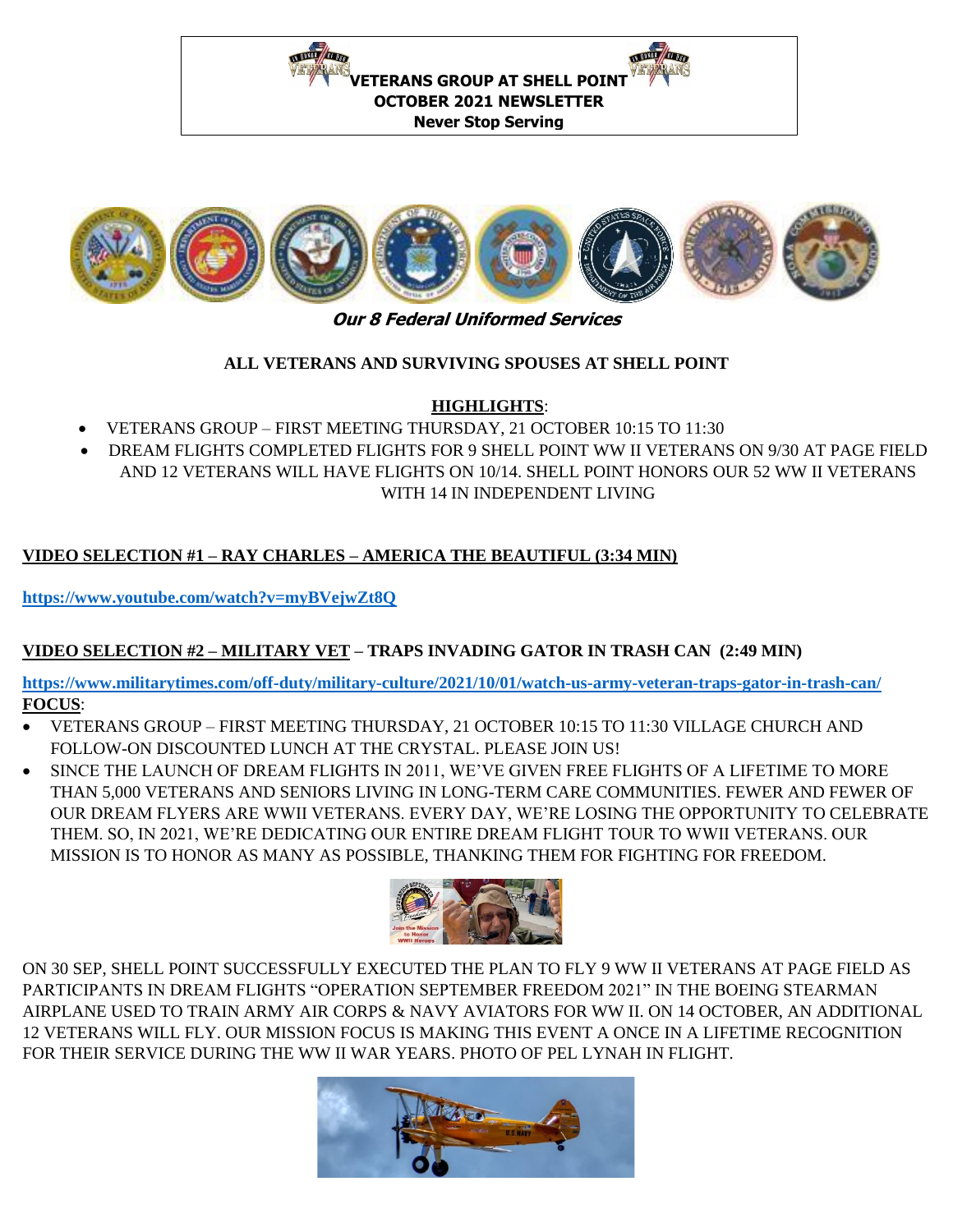**VETERANS GROUP AT SHELL POINT**
**OCTOBER 2021 NEWSLETTER**
**Never Stop Serving**

***Our 8 Federal Uniformed Services***

**ALL VETERANS AND SURVIVING SPOUSES AT SHELL POINT**

**HIGHLIGHTS**:

- VETERANS GROUP – FIRST MEETING THURSDAY, 21 OCTOBER 10:15 TO 11:30
- DREAM FLIGHTS COMPLETED FLIGHTS FOR 9 SHELL POINT WW II VETERANS ON 9/30 AT PAGE FIELD AND 12 VETERANS WILL HAVE FLIGHTS ON 10/14. SHELL POINT HONORS OUR 52 WW II VETERANS WITH 14 IN INDEPENDENT LIVING

**VIDEO SELECTION #1 – RAY CHARLES – AMERICA THE BEAUTIFUL (3:34 MIN)**

**https://www.youtube.com/watch?v=myBVejwZt8Q**

**VIDEO SELECTION #2 – MILITARY VET – TRAPS INVADING GATOR IN TRASH CAN (2:49 MIN)**

**https://www.militarytimes.com/off-duty/military-culture/2021/10/01/watch-us-army-veteran-traps-gator-in-trash-can/**

**FOCUS**:

- VETERANS GROUP – FIRST MEETING THURSDAY, 21 OCTOBER 10:15 TO 11:30 VILLAGE CHURCH AND FOLLOW-ON DISCOUNTED LUNCH AT THE CRYSTAL. PLEASE JOIN US!
- SINCE THE LAUNCH OF DREAM FLIGHTS IN 2011, WE'VE GIVEN FREE FLIGHTS OF A LIFETIME TO MORE THAN 5,000 VETERANS AND SENIORS LIVING IN LONG-TERM CARE COMMUNITIES. FEWER AND FEWER OF OUR DREAM FLYERS ARE WWII VETERANS. EVERY DAY, WE'RE LOSING THE OPPORTUNITY TO CELEBRATE THEM. SO, IN 2021, WE'RE DEDICATING OUR ENTIRE DREAM FLIGHT TOUR TO WWII VETERANS. OUR MISSION IS TO HONOR AS MANY AS POSSIBLE, THANKING THEM FOR FIGHTING FOR FREEDOM.

ON 30 SEP, SHELL POINT SUCCESSFULLY EXECUTED THE PLAN TO FLY 9 WW II VETERANS AT PAGE FIELD AS PARTICIPANTS IN DREAM FLIGHTS "OPERATION SEPTEMBER FREEDOM 2021" IN THE BOEING STEARMAN AIRPLANE USED TO TRAIN ARMY AIR CORPS & NAVY AVIATORS FOR WW II. ON 14 OCTOBER, AN ADDITIONAL 12 VETERANS WILL FLY. OUR MISSION FOCUS IS MAKING THIS EVENT A ONCE IN A LIFETIME RECOGNITION FOR THEIR SERVICE DURING THE WW II WAR YEARS. PHOTO OF PEL LYNAH IN FLIGHT.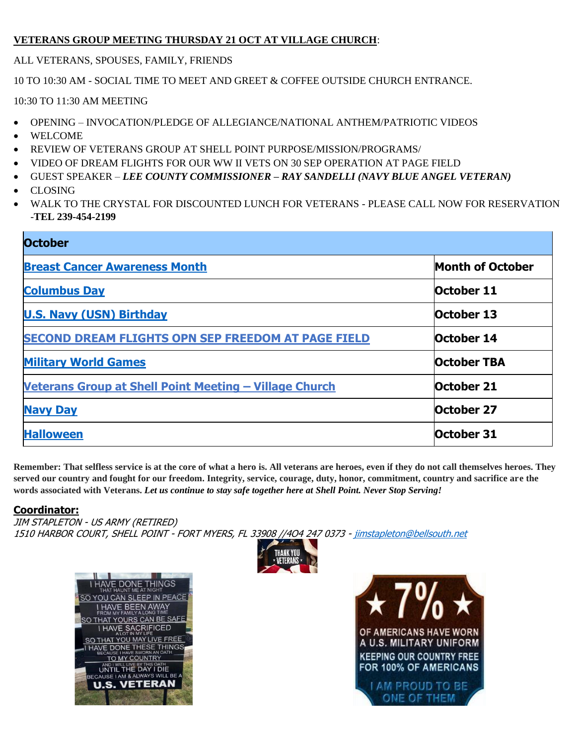**VETERANS GROUP MEETING THURSDAY 21 OCT AT VILLAGE CHURCH**:

ALL VETERANS, SPOUSES, FAMILY, FRIENDS

10 TO 10:30 AM - SOCIAL TIME TO MEET AND GREET & COFFEE OUTSIDE CHURCH ENTRANCE.

10:30 TO 11:30 AM MEETING

- OPENING – INVOCATION/PLEDGE OF ALLEGIANCE/NATIONAL ANTHEM/PATRIOTIC VIDEOS
- WELCOME
- REVIEW OF VETERANS GROUP AT SHELL POINT PURPOSE/MISSION/PROGRAMS/
- VIDEO OF DREAM FLIGHTS FOR OUR WW II VETS ON 30 SEP OPERATION AT PAGE FIELD
- GUEST SPEAKER – ***LEE COUNTY COMMISSIONER – RAY SANDELLI (NAVY BLUE ANGEL VETERAN)***
- CLOSING
- WALK TO THE CRYSTAL FOR DISCOUNTED LUNCH FOR VETERANS - PLEASE CALL NOW FOR RESERVATION **-TEL 239-454-2199**

| **October** | |
|---|---|
| **Breast Cancer Awareness Month** | **Month of October** |
| **Columbus Day** | **October 11** |
| **U.S. Navy (USN) Birthday** | **October 13** |
| **SECOND DREAM FLIGHTS OPN SEP FREEDOM AT PAGE FIELD** | **October 14** |
| **Military World Games** | **October TBA** |
| **Veterans Group at Shell Point Meeting – Village Church** | **October 21** |
| **Navy Day** | **October 27** |
| **Halloween** | **October 31** |

**Remember: That selfless service is at the core of what a hero is. All veterans are heroes, even if they do not call themselves heroes. They served our country and fought for our freedom. Integrity, service, courage, duty, honor, commitment, country and sacrifice are the words associated with Veterans. *Let us continue to stay safe together here at Shell Point. Never Stop Serving!***

**Coordinator:**

*JIM STAPLETON - US ARMY (RETIRED)*
*1510 HARBOR COURT, SHELL POINT - FORT MYERS, FL 33908 //404 247 0373 - jimstapleton@bellsouth.net*